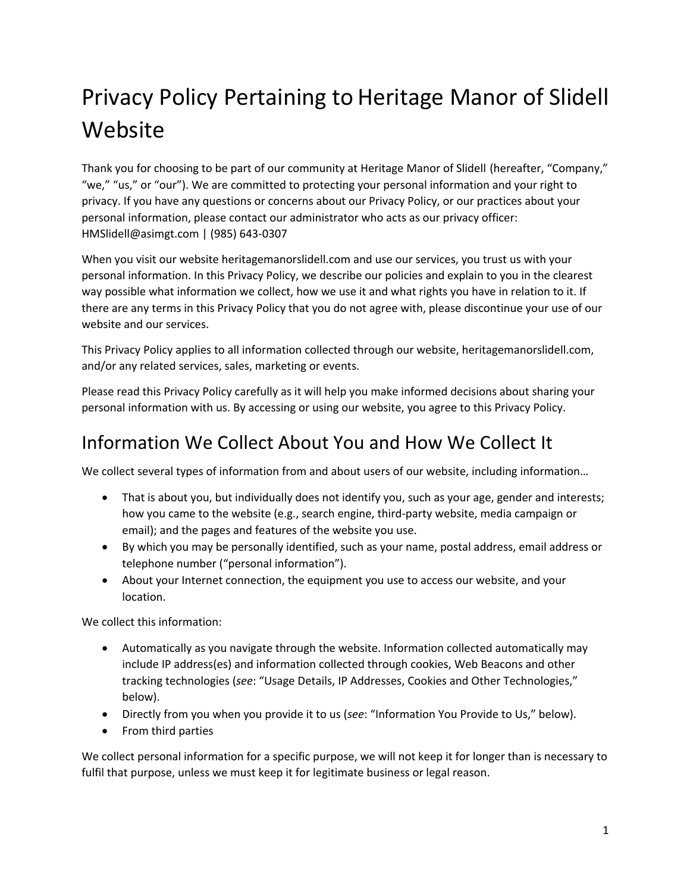# Privacy Policy Pertaining to Heritage Manor of Slidell Website

Thank you for choosing to be part of our community at Heritage Manor of Slidell (hereafter, "Company," "we," "us," or "our"). We are committed to protecting your personal information and your right to privacy. If you have any questions or concerns about our Privacy Policy, or our practices about your personal information, please contact our administrator who acts as our privacy officer: HMSlidell@asimgt.com | (985) 643-0307

When you visit our website heritagemanorslidell.com and use our services, you trust us with your personal information. In this Privacy Policy, we describe our policies and explain to you in the clearest way possible what information we collect, how we use it and what rights you have in relation to it. If there are any terms in this Privacy Policy that you do not agree with, please discontinue your use of our website and our services.

This Privacy Policy applies to all information collected through our website, heritagemanorslidell.com, and/or any related services, sales, marketing or events.

Please read this Privacy Policy carefully as it will help you make informed decisions about sharing your personal information with us. By accessing or using our website, you agree to this Privacy Policy.

## Information We Collect About You and How We Collect It

We collect several types of information from and about users of our website, including information…

- That is about you, but individually does not identify you, such as your age, gender and interests; how you came to the website (e.g., search engine, third-party website, media campaign or email); and the pages and features of the website you use.
- By which you may be personally identified, such as your name, postal address, email address or telephone number ("personal information").
- About your Internet connection, the equipment you use to access our website, and your location.

We collect this information:

- Automatically as you navigate through the website. Information collected automatically may include IP address(es) and information collected through cookies, Web Beacons and other tracking technologies (*see*: "Usage Details, IP Addresses, Cookies and Other Technologies," below).
- Directly from you when you provide it to us (*see*: "Information You Provide to Us," below).
- From third parties

We collect personal information for a specific purpose, we will not keep it for longer than is necessary to fulfil that purpose, unless we must keep it for legitimate business or legal reason.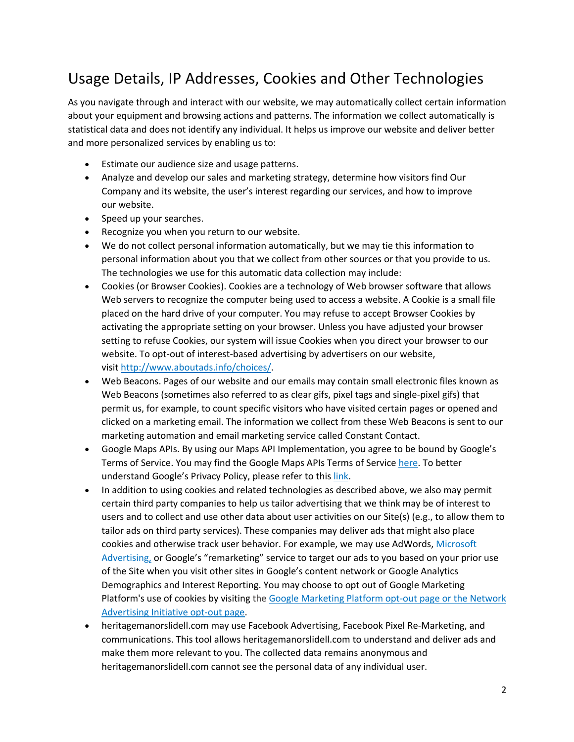## Usage Details, IP Addresses, Cookies and Other Technologies

As you navigate through and interact with our website, we may automatically collect certain information about your equipment and browsing actions and patterns. The information we collect automatically is statistical data and does not identify any individual. It helps us improve our website and deliver better and more personalized services by enabling us to:

- Estimate our audience size and usage patterns.
- Analyze and develop our sales and marketing strategy, determine how visitors find Our Company and its website, the user's interest regarding our services, and how to improve our website.
- Speed up your searches.
- Recognize you when you return to our website.
- We do not collect personal information automatically, but we may tie this information to personal information about you that we collect from other sources or that you provide to us. The technologies we use for this automatic data collection may include:
- Cookies (or Browser Cookies). Cookies are a technology of Web browser software that allows Web servers to recognize the computer being used to access a website. A Cookie is a small file placed on the hard drive of your computer. You may refuse to accept Browser Cookies by activating the appropriate setting on your browser. Unless you have adjusted your browser setting to refuse Cookies, our system will issue Cookies when you direct your browser to our website. To opt-out of interest-based advertising by advertisers on our website, visit [http://www.aboutads.info/choices/](http://www.aboutads.info/choices/).
- Web Beacons. Pages of our website and our emails may contain small electronic files known as Web Beacons (sometimes also referred to as clear gifs, pixel tags and single-pixel gifs) that permit us, for example, to count specific visitors who have visited certain pages or opened and clicked on a marketing email. The information we collect from these Web Beacons is sent to our marketing automation and email marketing service called Constant Contact.
- Google Maps APIs. By using our Maps API Implementation, you agree to be bound by Google's Terms of Service. You may find the Google Maps APIs Terms of Service here. To better understand Google's Privacy Policy, please refer to this link.
- In addition to using cookies and related technologies as described above, we also may permit certain third party companies to help us tailor advertising that we think may be of interest to users and to collect and use other data about user activities on our Site(s) (e.g., to allow them to tailor ads on third party services). These companies may deliver ads that might also place cookies and otherwise track user behavior. For example, we may use AdWords, Microsoft Advertising, or Google's "remarketing" service to target our ads to you based on your prior use of the Site when you visit other sites in Google's content network or Google Analytics Demographics and Interest Reporting. You may choose to opt out of Google Marketing Platform's use of cookies by visiting the Google Marketing Platform opt-out page or the Network Advertising Initiative opt-out page.
- heritagemanorslidell.com may use Facebook Advertising, Facebook Pixel Re-Marketing, and communications. This tool allows heritagemanorslidell.com to understand and deliver ads and make them more relevant to you. The collected data remains anonymous and heritagemanorslidell.com cannot see the personal data of any individual user.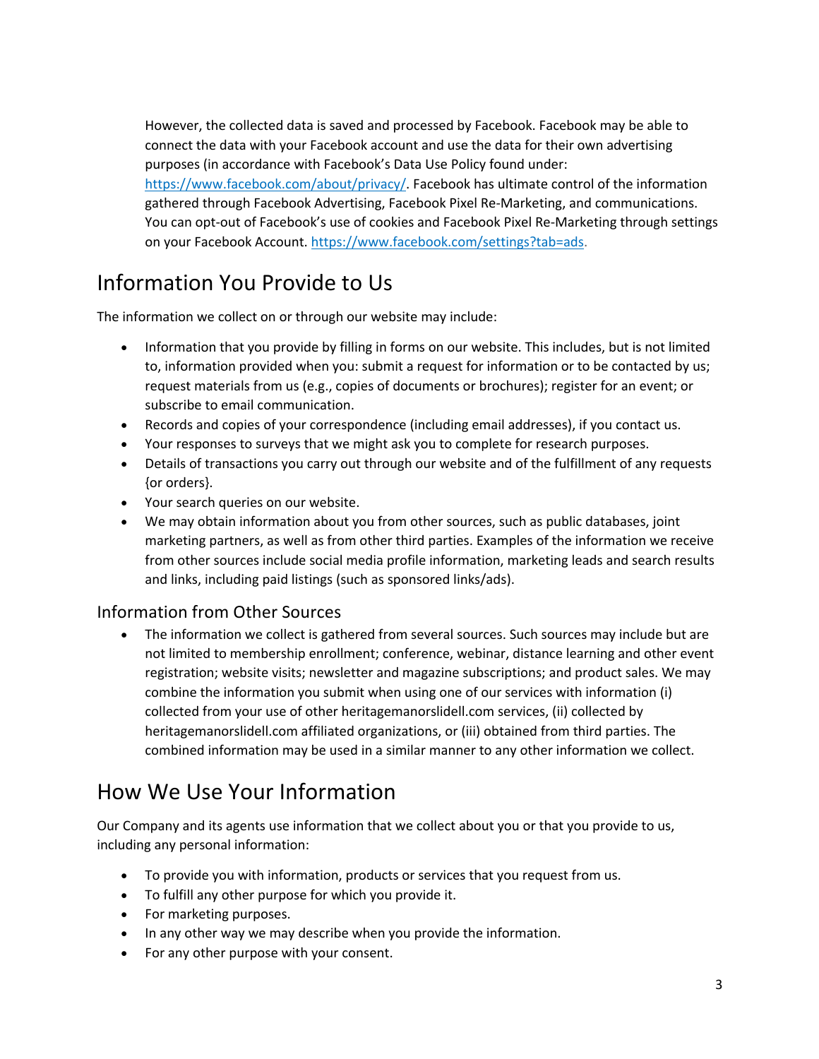However, the collected data is saved and processed by Facebook. Facebook may be able to connect the data with your Facebook account and use the data for their own advertising purposes (in accordance with Facebook's Data Use Policy found under: https://www.facebook.com/about/privacy/. Facebook has ultimate control of the information gathered through Facebook Advertising, Facebook Pixel Re-Marketing, and communications. You can opt-out of Facebook's use of cookies and Facebook Pixel Re-Marketing through settings on your Facebook Account. https://www.facebook.com/settings?tab=ads.

## Information You Provide to Us

The information we collect on or through our website may include:

- Information that you provide by filling in forms on our website. This includes, but is not limited to, information provided when you: submit a request for information or to be contacted by us; request materials from us (e.g., copies of documents or brochures); register for an event; or subscribe to email communication.
- Records and copies of your correspondence (including email addresses), if you contact us.
- Your responses to surveys that we might ask you to complete for research purposes.
- Details of transactions you carry out through our website and of the fulfillment of any requests {or orders}.
- Your search queries on our website.
- We may obtain information about you from other sources, such as public databases, joint marketing partners, as well as from other third parties. Examples of the information we receive from other sources include social media profile information, marketing leads and search results and links, including paid listings (such as sponsored links/ads).

### Information from Other Sources

- The information we collect is gathered from several sources. Such sources may include but are not limited to membership enrollment; conference, webinar, distance learning and other event registration; website visits; newsletter and magazine subscriptions; and product sales. We may combine the information you submit when using one of our services with information (i) collected from your use of other heritagemanorslidell.com services, (ii) collected by heritagemanorslidell.com affiliated organizations, or (iii) obtained from third parties. The combined information may be used in a similar manner to any other information we collect.

## How We Use Your Information

Our Company and its agents use information that we collect about you or that you provide to us, including any personal information:

- To provide you with information, products or services that you request from us.
- To fulfill any other purpose for which you provide it.
- For marketing purposes.
- In any other way we may describe when you provide the information.
- For any other purpose with your consent.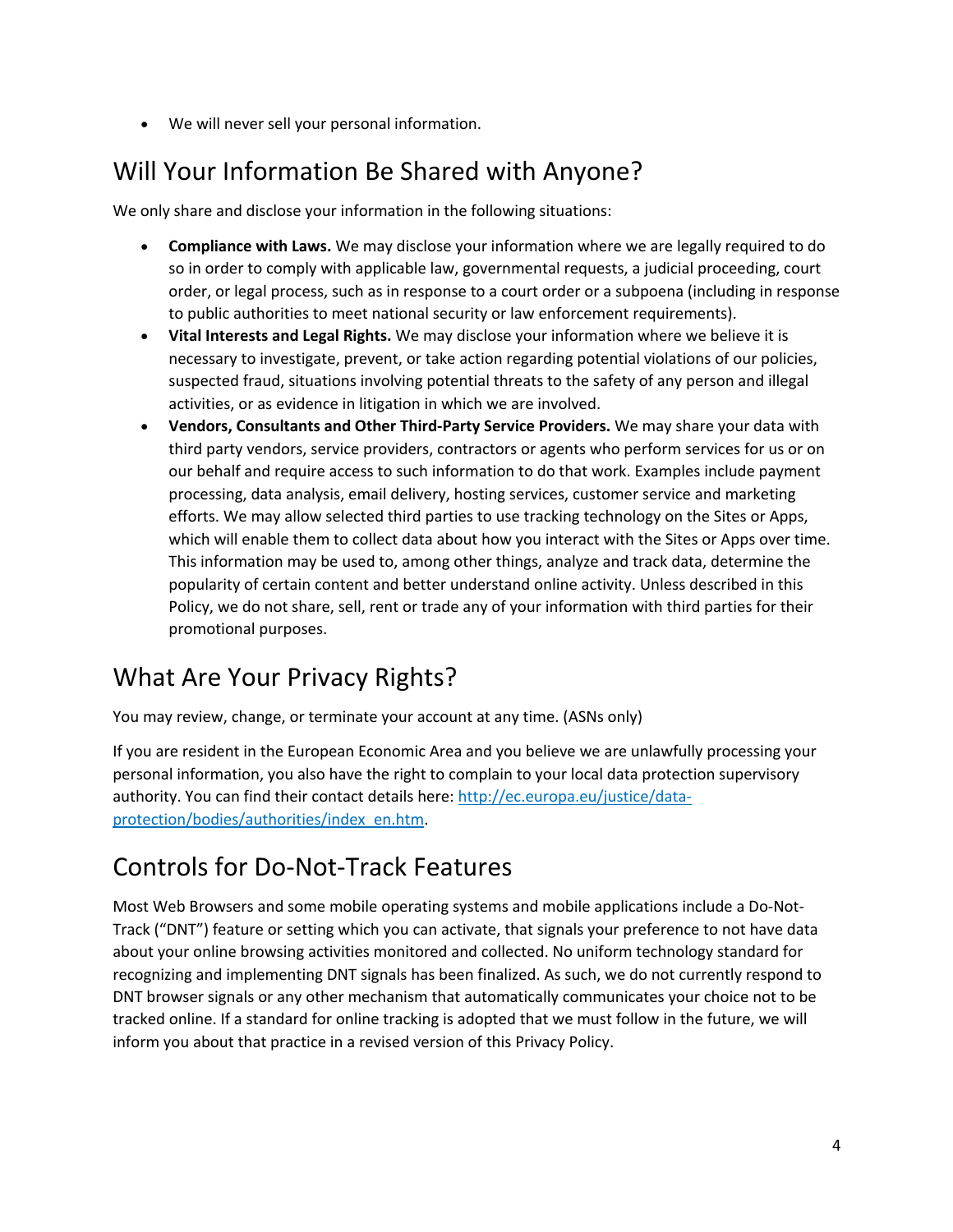- We will never sell your personal information.

## Will Your Information Be Shared with Anyone?

We only share and disclose your information in the following situations:

- **Compliance with Laws.** We may disclose your information where we are legally required to do so in order to comply with applicable law, governmental requests, a judicial proceeding, court order, or legal process, such as in response to a court order or a subpoena (including in response to public authorities to meet national security or law enforcement requirements).
- **Vital Interests and Legal Rights.** We may disclose your information where we believe it is necessary to investigate, prevent, or take action regarding potential violations of our policies, suspected fraud, situations involving potential threats to the safety of any person and illegal activities, or as evidence in litigation in which we are involved.
- **Vendors, Consultants and Other Third-Party Service Providers.** We may share your data with third party vendors, service providers, contractors or agents who perform services for us or on our behalf and require access to such information to do that work. Examples include payment processing, data analysis, email delivery, hosting services, customer service and marketing efforts. We may allow selected third parties to use tracking technology on the Sites or Apps, which will enable them to collect data about how you interact with the Sites or Apps over time. This information may be used to, among other things, analyze and track data, determine the popularity of certain content and better understand online activity. Unless described in this Policy, we do not share, sell, rent or trade any of your information with third parties for their promotional purposes.

## What Are Your Privacy Rights?

You may review, change, or terminate your account at any time. (ASNs only)

If you are resident in the European Economic Area and you believe we are unlawfully processing your personal information, you also have the right to complain to your local data protection supervisory authority. You can find their contact details here: [http://ec.europa.eu/justice/data-protection/bodies/authorities/index_en.htm](http://ec.europa.eu/justice/data-protection/bodies/authorities/index_en.htm).

## Controls for Do-Not-Track Features

Most Web Browsers and some mobile operating systems and mobile applications include a Do-Not-Track ("DNT") feature or setting which you can activate, that signals your preference to not have data about your online browsing activities monitored and collected. No uniform technology standard for recognizing and implementing DNT signals has been finalized. As such, we do not currently respond to DNT browser signals or any other mechanism that automatically communicates your choice not to be tracked online. If a standard for online tracking is adopted that we must follow in the future, we will inform you about that practice in a revised version of this Privacy Policy.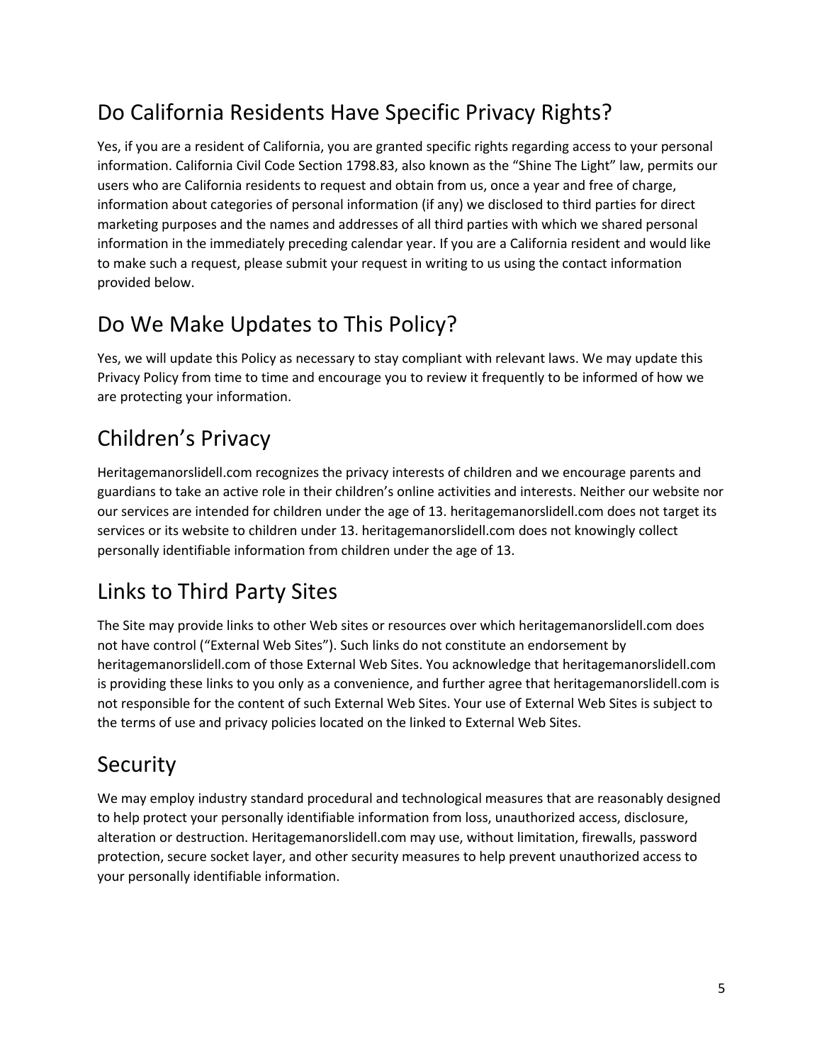## Do California Residents Have Specific Privacy Rights?

Yes, if you are a resident of California, you are granted specific rights regarding access to your personal information. California Civil Code Section 1798.83, also known as the "Shine The Light" law, permits our users who are California residents to request and obtain from us, once a year and free of charge, information about categories of personal information (if any) we disclosed to third parties for direct marketing purposes and the names and addresses of all third parties with which we shared personal information in the immediately preceding calendar year. If you are a California resident and would like to make such a request, please submit your request in writing to us using the contact information provided below.

## Do We Make Updates to This Policy?

Yes, we will update this Policy as necessary to stay compliant with relevant laws. We may update this Privacy Policy from time to time and encourage you to review it frequently to be informed of how we are protecting your information.

## Children's Privacy

Heritagemanorslidell.com recognizes the privacy interests of children and we encourage parents and guardians to take an active role in their children's online activities and interests. Neither our website nor our services are intended for children under the age of 13. heritagemanorslidell.com does not target its services or its website to children under 13. heritagemanorslidell.com does not knowingly collect personally identifiable information from children under the age of 13.

## Links to Third Party Sites

The Site may provide links to other Web sites or resources over which heritagemanorslidell.com does not have control ("External Web Sites"). Such links do not constitute an endorsement by heritagemanorslidell.com of those External Web Sites. You acknowledge that heritagemanorslidell.com is providing these links to you only as a convenience, and further agree that heritagemanorslidell.com is not responsible for the content of such External Web Sites. Your use of External Web Sites is subject to the terms of use and privacy policies located on the linked to External Web Sites.

## Security

We may employ industry standard procedural and technological measures that are reasonably designed to help protect your personally identifiable information from loss, unauthorized access, disclosure, alteration or destruction. Heritagemanorslidell.com may use, without limitation, firewalls, password protection, secure socket layer, and other security measures to help prevent unauthorized access to your personally identifiable information.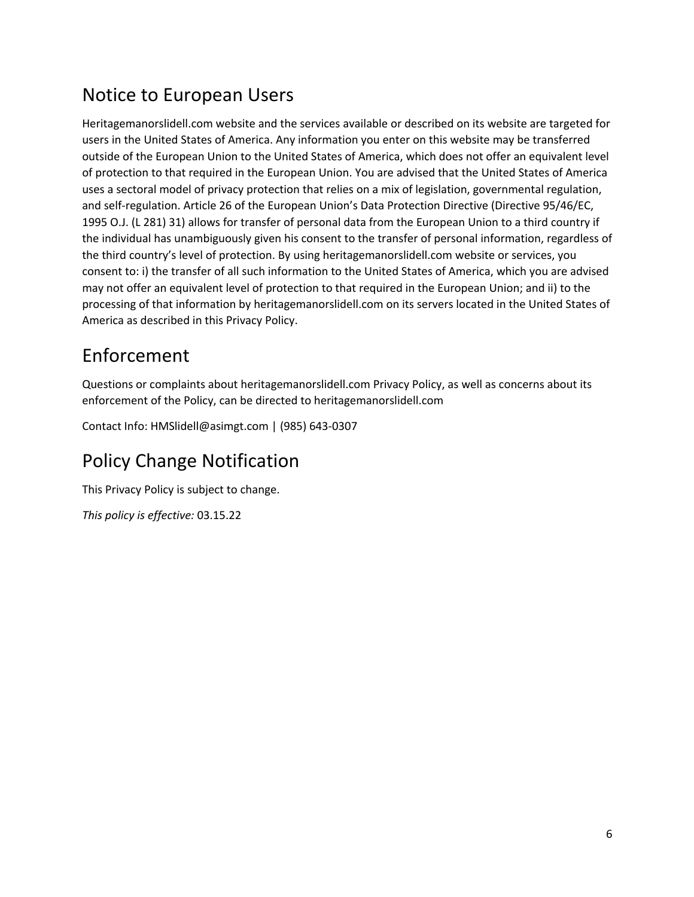## Notice to European Users

Heritagemanorslidell.com website and the services available or described on its website are targeted for users in the United States of America. Any information you enter on this website may be transferred outside of the European Union to the United States of America, which does not offer an equivalent level of protection to that required in the European Union. You are advised that the United States of America uses a sectoral model of privacy protection that relies on a mix of legislation, governmental regulation, and self-regulation. Article 26 of the European Union's Data Protection Directive (Directive 95/46/EC, 1995 O.J. (L 281) 31) allows for transfer of personal data from the European Union to a third country if the individual has unambiguously given his consent to the transfer of personal information, regardless of the third country's level of protection. By using heritagemanorslidell.com website or services, you consent to: i) the transfer of all such information to the United States of America, which you are advised may not offer an equivalent level of protection to that required in the European Union; and ii) to the processing of that information by heritagemanorslidell.com on its servers located in the United States of America as described in this Privacy Policy.

## Enforcement

Questions or complaints about heritagemanorslidell.com Privacy Policy, as well as concerns about its enforcement of the Policy, can be directed to heritagemanorslidell.com

Contact Info: HMSlidell@asimgt.com | (985) 643-0307

## Policy Change Notification

This Privacy Policy is subject to change.

*This policy is effective:* 03.15.22